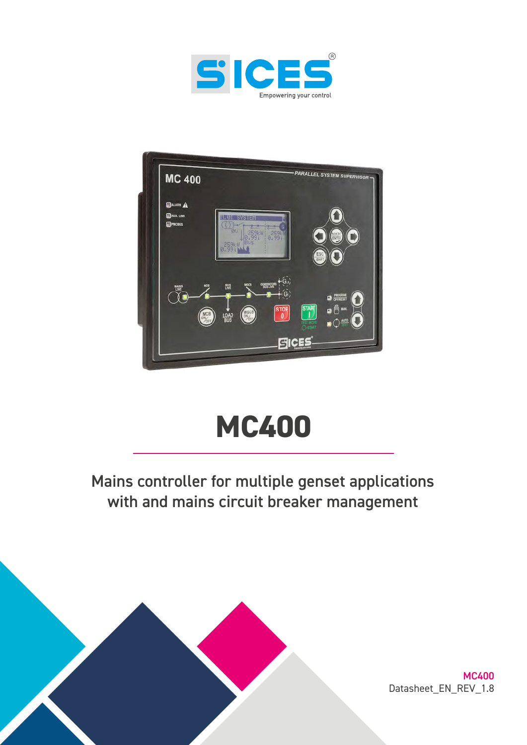# MC400

Mains controller for multiple genset applications with and mains circuit breaker management

MC400
Datasheet_EN_REV_1.8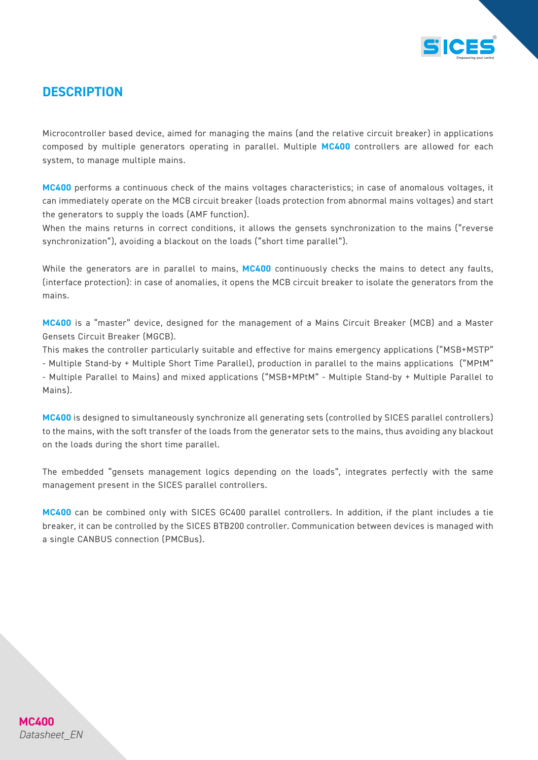## DESCRIPTION

Microcontroller based device, aimed for managing the mains (and the relative circuit breaker) in applications composed by multiple generators operating in parallel. Multiple **MC400** controllers are allowed for each system, to manage multiple mains.

**MC400** performs a continuous check of the mains voltages characteristics; in case of anomalous voltages, it can immediately operate on the MCB circuit breaker (loads protection from abnormal mains voltages) and start the generators to supply the loads (AMF function).
When the mains returns in correct conditions, it allows the gensets synchronization to the mains ("reverse synchronization"), avoiding a blackout on the loads ("short time parallel").

While the generators are in parallel to mains, **MC400** continuously checks the mains to detect any faults, (interface protection): in case of anomalies, it opens the MCB circuit breaker to isolate the generators from the mains.

**MC400** is a "master" device, designed for the management of a Mains Circuit Breaker (MCB) and a Master Gensets Circuit Breaker (MGCB).
This makes the controller particularly suitable and effective for mains emergency applications ("MSB+MSTP" - Multiple Stand-by + Multiple Short Time Parallel), production in parallel to the mains applications ("MPtM" - Multiple Parallel to Mains) and mixed applications ("MSB+MPtM" - Multiple Stand-by + Multiple Parallel to Mains).

**MC400** is designed to simultaneously synchronize all generating sets (controlled by SICES parallel controllers) to the mains, with the soft transfer of the loads from the generator sets to the mains, thus avoiding any blackout on the loads during the short time parallel.

The embedded "gensets management logics depending on the loads", integrates perfectly with the same management present in the SICES parallel controllers.

**MC400** can be combined only with SICES GC400 parallel controllers. In addition, if the plant includes a tie breaker, it can be controlled by the SICES BTB200 controller. Communication between devices is managed with a single CANBUS connection (PMCBus).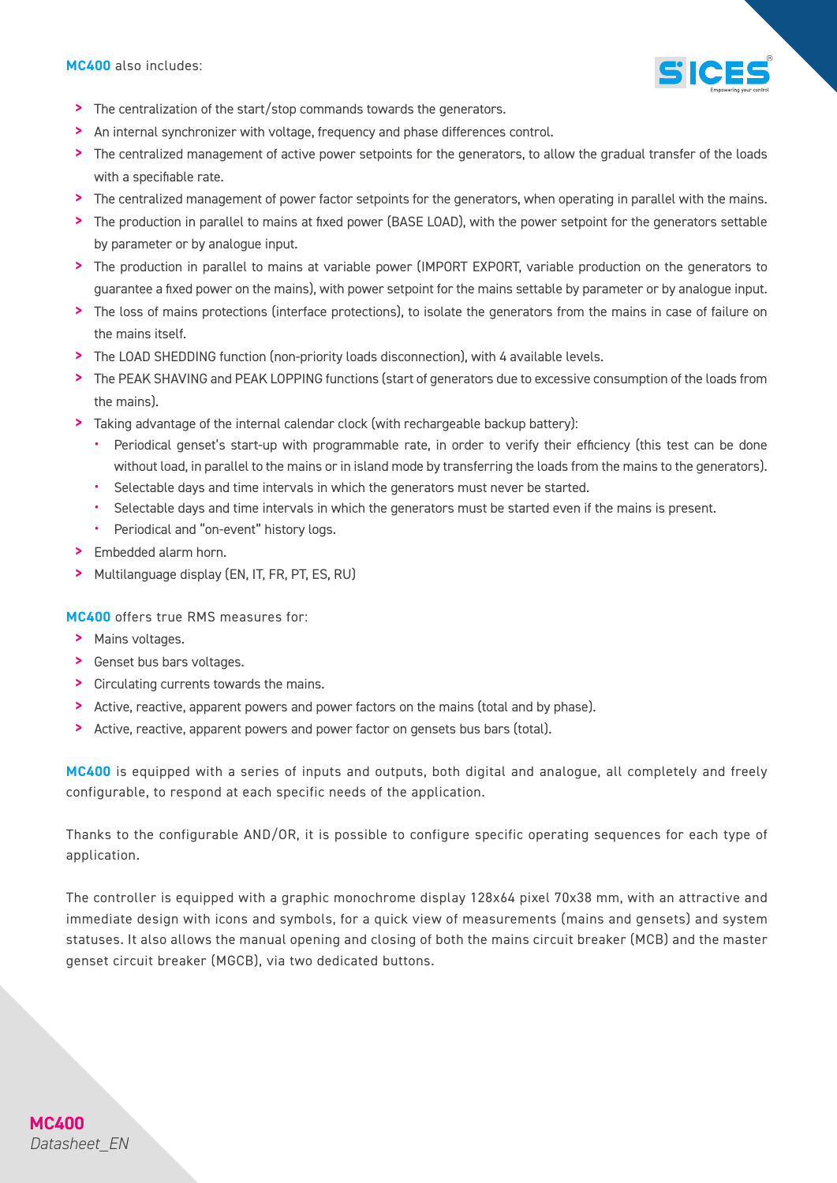**MC400** also includes:

- The centralization of the start/stop commands towards the generators.
- An internal synchronizer with voltage, frequency and phase differences control.
- The centralized management of active power setpoints for the generators, to allow the gradual transfer of the loads with a specifiable rate.
- The centralized management of power factor setpoints for the generators, when operating in parallel with the mains.
- The production in parallel to mains at fixed power (BASE LOAD), with the power setpoint for the generators settable by parameter or by analogue input.
- The production in parallel to mains at variable power (IMPORT EXPORT, variable production on the generators to guarantee a fixed power on the mains), with power setpoint for the mains settable by parameter or by analogue input.
- The loss of mains protections (interface protections), to isolate the generators from the mains in case of failure on the mains itself.
- The LOAD SHEDDING function (non-priority loads disconnection), with 4 available levels.
- The PEAK SHAVING and PEAK LOPPING functions (start of generators due to excessive consumption of the loads from the mains).
- Taking advantage of the internal calendar clock (with rechargeable backup battery):
  - Periodical genset's start-up with programmable rate, in order to verify their efficiency (this test can be done without load, in parallel to the mains or in island mode by transferring the loads from the mains to the generators).
  - Selectable days and time intervals in which the generators must never be started.
  - Selectable days and time intervals in which the generators must be started even if the mains is present.
  - Periodical and "on-event" history logs.
- Embedded alarm horn.
- Multilanguage display (EN, IT, FR, PT, ES, RU)

**MC400** offers true RMS measures for:

- Mains voltages.
- Genset bus bars voltages.
- Circulating currents towards the mains.
- Active, reactive, apparent powers and power factors on the mains (total and by phase).
- Active, reactive, apparent powers and power factor on gensets bus bars (total).

**MC400** is equipped with a series of inputs and outputs, both digital and analogue, all completely and freely configurable, to respond at each specific needs of the application.

Thanks to the configurable AND/OR, it is possible to configure specific operating sequences for each type of application.

The controller is equipped with a graphic monochrome display 128x64 pixel 70x38 mm, with an attractive and immediate design with icons and symbols, for a quick view of measurements (mains and gensets) and system statuses. It also allows the manual opening and closing of both the mains circuit breaker (MCB) and the master genset circuit breaker (MGCB), via two dedicated buttons.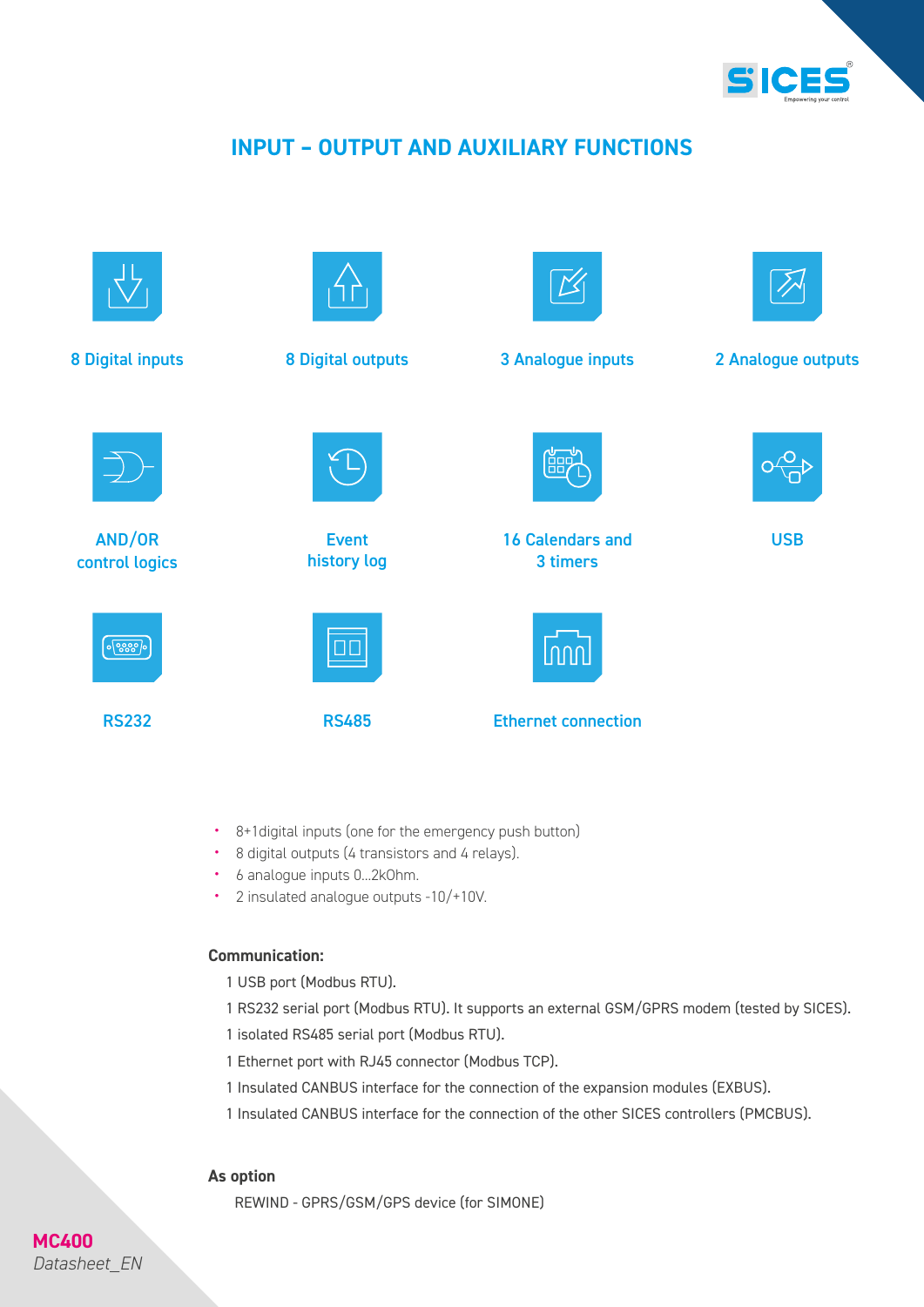# INPUT – OUTPUT AND AUXILIARY FUNCTIONS

8 Digital inputs

8 Digital outputs

3 Analogue inputs

2 Analogue outputs

AND/OR control logics

Event history log

16 Calendars and 3 timers

USB

RS232

RS485

Ethernet connection

- 8+1digital inputs (one for the emergency push button)
- 8 digital outputs (4 transistors and 4 relays).
- 6 analogue inputs 0...2kOhm.
- 2 insulated analogue outputs -10/+10V.

**Communication:**

1 USB port (Modbus RTU).

1 RS232 serial port (Modbus RTU). It supports an external GSM/GPRS modem (tested by SICES).

1 isolated RS485 serial port (Modbus RTU).

1 Ethernet port with RJ45 connector (Modbus TCP).

1 Insulated CANBUS interface for the connection of the expansion modules (EXBUS).

1 Insulated CANBUS interface for the connection of the other SICES controllers (PMCBUS).

**As option**

REWIND - GPRS/GSM/GPS device (for SIMONE)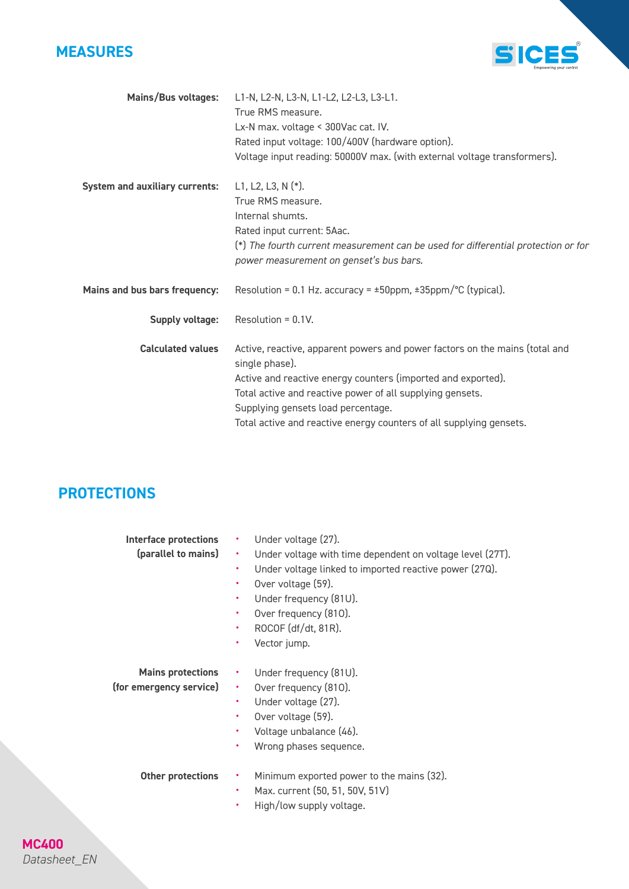## MEASURES

**Mains/Bus voltages:**
L1-N, L2-N, L3-N, L1-L2, L2-L3, L3-L1.
True RMS measure.
Lx-N max. voltage < 300Vac cat. IV.
Rated input voltage: 100/400V (hardware option).
Voltage input reading: 50000V max. (with external voltage transformers).

**System and auxiliary currents:**
L1, L2, L3, N (*).
True RMS measure.
Internal shumts.
Rated input current: 5Aac.
(*) *The fourth current measurement can be used for differential protection or for power measurement on genset's bus bars.*

**Mains and bus bars frequency:**
Resolution = 0.1 Hz. accuracy = ±50ppm, ±35ppm/°C (typical).

**Supply voltage:**
Resolution = 0.1V.

**Calculated values**
Active, reactive, apparent powers and power factors on the mains (total and single phase).
Active and reactive energy counters (imported and exported).
Total active and reactive power of all supplying gensets.
Supplying gensets load percentage.
Total active and reactive energy counters of all supplying gensets.

## PROTECTIONS

**Interface protections (parallel to mains)**

- Under voltage (27).
- Under voltage with time dependent on voltage level (27T).
- Under voltage linked to imported reactive power (27Q).
- Over voltage (59).
- Under frequency (81U).
- Over frequency (81O).
- ROCOF (df/dt, 81R).
- Vector jump.

**Mains protections (for emergency service)**

- Under frequency (81U).
- Over frequency (81O).
- Under voltage (27).
- Over voltage (59).
- Voltage unbalance (46).
- Wrong phases sequence.

**Other protections**

- Minimum exported power to the mains (32).
- Max. current (50, 51, 50V, 51V)
- High/low supply voltage.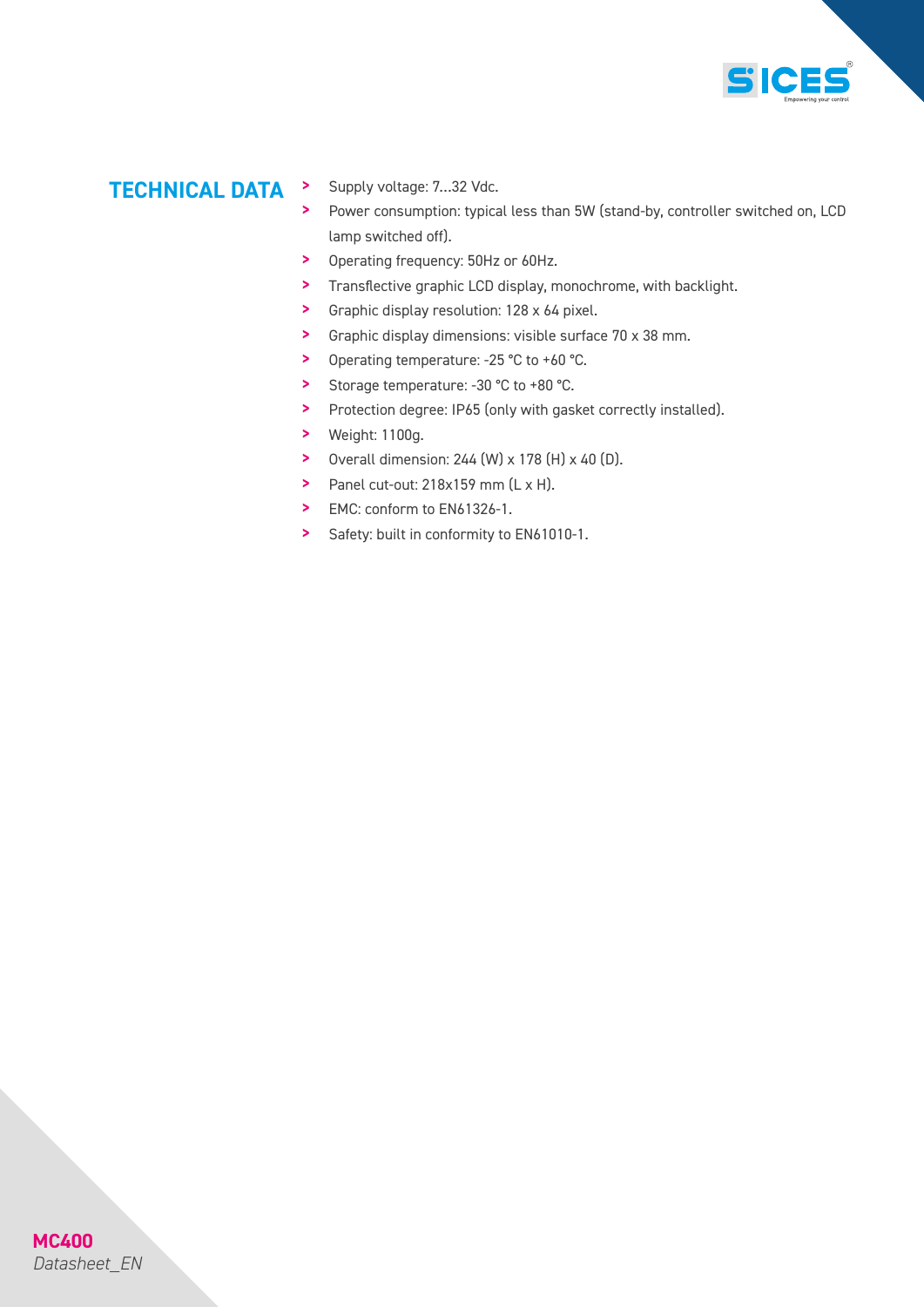## TECHNICAL DATA

- Supply voltage: 7...32 Vdc.
- Power consumption: typical less than 5W (stand-by, controller switched on, LCD lamp switched off).
- Operating frequency: 50Hz or 60Hz.
- Transflective graphic LCD display, monochrome, with backlight.
- Graphic display resolution: 128 x 64 pixel.
- Graphic display dimensions: visible surface 70 x 38 mm.
- Operating temperature: -25 °C to +60 °C.
- Storage temperature: -30 °C to +80 °C.
- Protection degree: IP65 (only with gasket correctly installed).
- Weight: 1100g.
- Overall dimension: 244 (W) x 178 (H) x 40 (D).
- Panel cut-out: 218x159 mm (L x H).
- EMC: conform to EN61326-1.
- Safety: built in conformity to EN61010-1.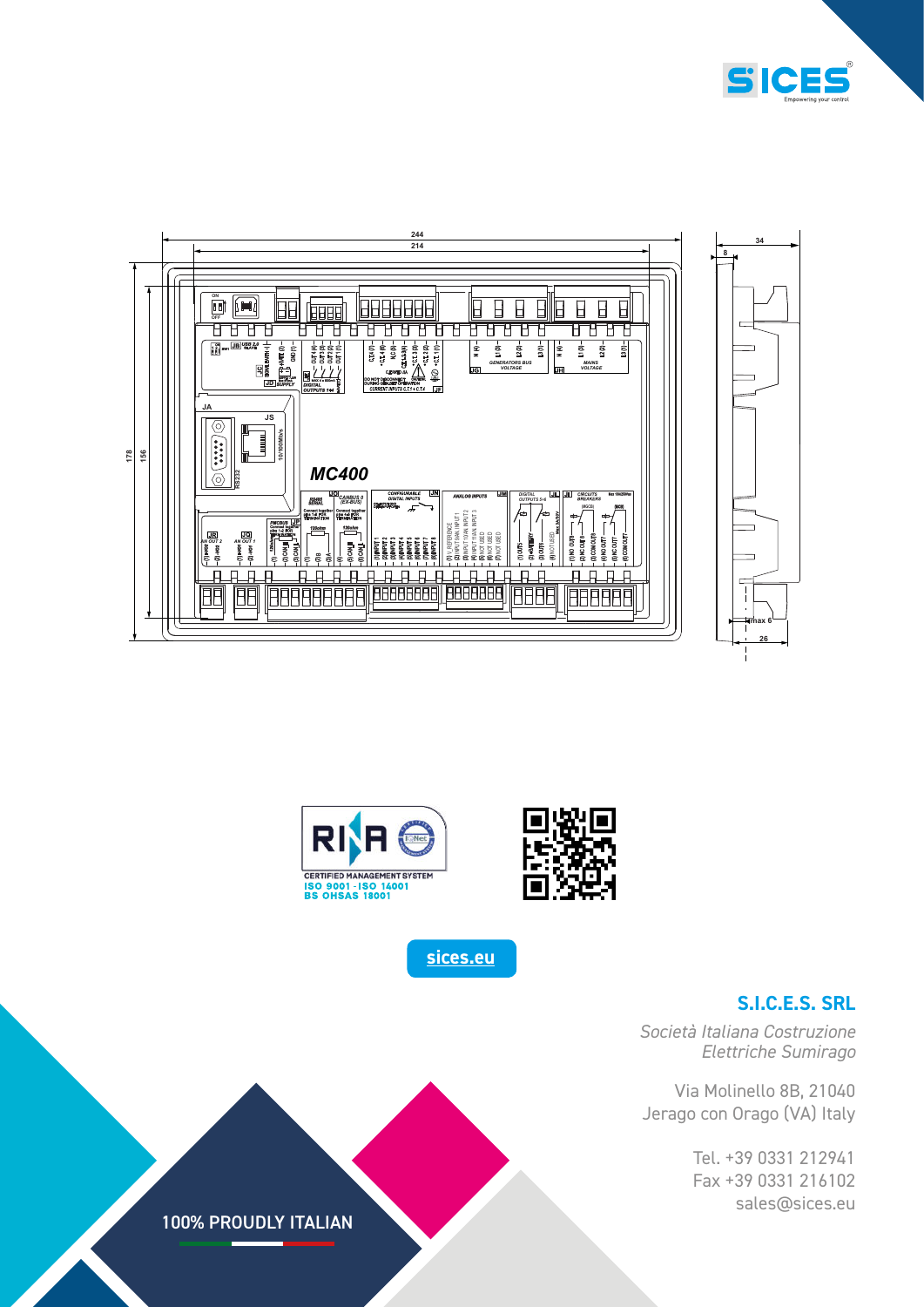SICES

Empowering your control

244

214

34

8

178

156

MC400

max 6

26

CERTIFIED MANAGEMENT SYSTEM
ISO 9001 - ISO 14001
BS OHSAS 18001

sices.eu

## S.I.C.E.S. SRL

*Società Italiana Costruzione Elettriche Sumirago*

Via Molinello 8B, 21040
Jerago con Orago (VA) Italy

Tel. +39 0331 212941
Fax +39 0331 216102
sales@sices.eu

100% PROUDLY ITALIAN